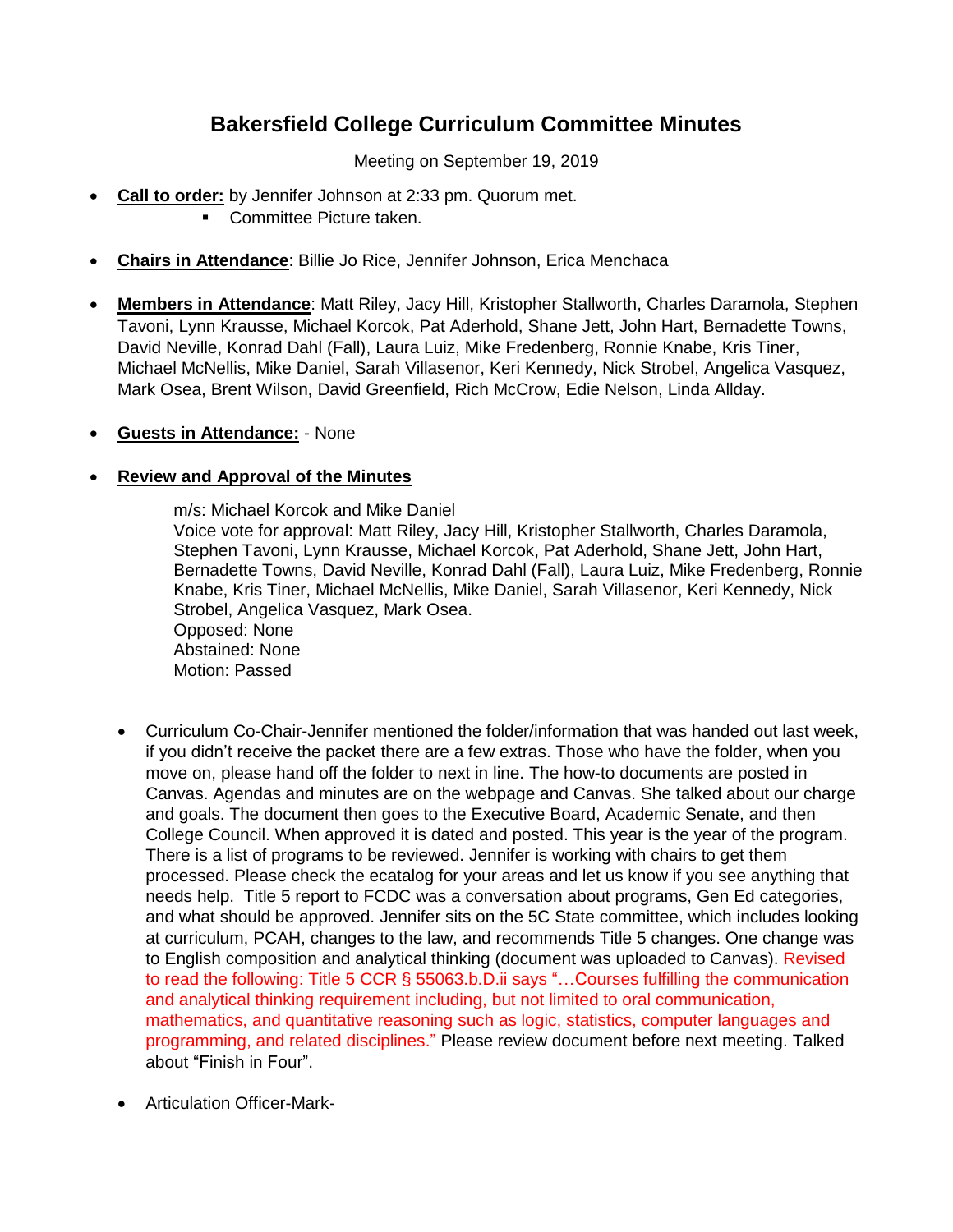# Bakersfield College Curriculum Committee Minutes

Meeting on September 19, 2019

- **Call to order:** by Jennifer Johnson at 2:33 pm. Quorum met.
    - Committee Picture taken.

- **Chairs in Attendance**: Billie Jo Rice, Jennifer Johnson, Erica Menchaca

- **Members in Attendance**: Matt Riley, Jacy Hill, Kristopher Stallworth, Charles Daramola, Stephen Tavoni, Lynn Krausse, Michael Korcok, Pat Aderhold, Shane Jett, John Hart, Bernadette Towns, David Neville, Konrad Dahl (Fall), Laura Luiz, Mike Fredenberg, Ronnie Knabe, Kris Tiner, Michael McNellis, Mike Daniel, Sarah Villasenor, Keri Kennedy, Nick Strobel, Angelica Vasquez, Mark Osea, Brent Wilson, David Greenfield, Rich McCrow, Edie Nelson, Linda Allday.

- **Guests in Attendance:** - None

- **Review and Approval of the Minutes**

  m/s: Michael Korcok and Mike Daniel
  Voice vote for approval: Matt Riley, Jacy Hill, Kristopher Stallworth, Charles Daramola, Stephen Tavoni, Lynn Krausse, Michael Korcok, Pat Aderhold, Shane Jett, John Hart, Bernadette Towns, David Neville, Konrad Dahl (Fall), Laura Luiz, Mike Fredenberg, Ronnie Knabe, Kris Tiner, Michael McNellis, Mike Daniel, Sarah Villasenor, Keri Kennedy, Nick Strobel, Angelica Vasquez, Mark Osea.
  Opposed: None
  Abstained: None
  Motion: Passed

  - Curriculum Co-Chair-Jennifer mentioned the folder/information that was handed out last week, if you didn't receive the packet there are a few extras. Those who have the folder, when you move on, please hand off the folder to next in line. The how-to documents are posted in Canvas. Agendas and minutes are on the webpage and Canvas. She talked about our charge and goals. The document then goes to the Executive Board, Academic Senate, and then College Council. When approved it is dated and posted. This year is the year of the program. There is a list of programs to be reviewed. Jennifer is working with chairs to get them processed. Please check the ecatalog for your areas and let us know if you see anything that needs help. Title 5 report to FCDC was a conversation about programs, Gen Ed categories, and what should be approved. Jennifer sits on the 5C State committee, which includes looking at curriculum, PCAH, changes to the law, and recommends Title 5 changes. One change was to English composition and analytical thinking (document was uploaded to Canvas). Revised to read the following: Title 5 CCR § 55063.b.D.ii says "…Courses fulfilling the communication and analytical thinking requirement including, but not limited to oral communication, mathematics, and quantitative reasoning such as logic, statistics, computer languages and programming, and related disciplines." Please review document before next meeting. Talked about "Finish in Four".

  - Articulation Officer-Mark-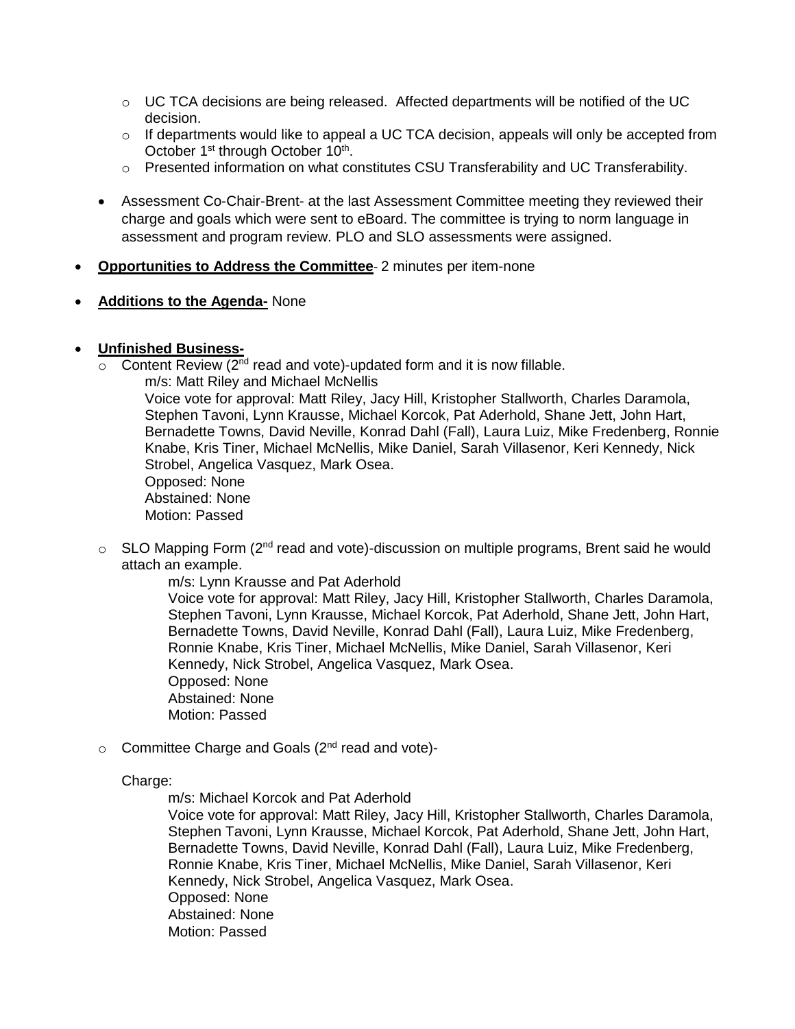- UC TCA decisions are being released. Affected departments will be notified of the UC decision.
  - If departments would like to appeal a UC TCA decision, appeals will only be accepted from October 1st through October 10th.
  - Presented information on what constitutes CSU Transferability and UC Transferability.

- Assessment Co-Chair-Brent- at the last Assessment Committee meeting they reviewed their charge and goals which were sent to eBoard. The committee is trying to norm language in assessment and program review. PLO and SLO assessments were assigned.

- **Opportunities to Address the Committee**- 2 minutes per item-none

- **Additions to the Agenda-** None

- **Unfinished Business-**
  - Content Review (2nd read and vote)-updated form and it is now fillable.

    m/s: Matt Riley and Michael McNellis
    Voice vote for approval: Matt Riley, Jacy Hill, Kristopher Stallworth, Charles Daramola, Stephen Tavoni, Lynn Krausse, Michael Korcok, Pat Aderhold, Shane Jett, John Hart, Bernadette Towns, David Neville, Konrad Dahl (Fall), Laura Luiz, Mike Fredenberg, Ronnie Knabe, Kris Tiner, Michael McNellis, Mike Daniel, Sarah Villasenor, Keri Kennedy, Nick Strobel, Angelica Vasquez, Mark Osea.
    Opposed: None
    Abstained: None
    Motion: Passed

  - SLO Mapping Form (2nd read and vote)-discussion on multiple programs, Brent said he would attach an example.

    m/s: Lynn Krausse and Pat Aderhold
    Voice vote for approval: Matt Riley, Jacy Hill, Kristopher Stallworth, Charles Daramola, Stephen Tavoni, Lynn Krausse, Michael Korcok, Pat Aderhold, Shane Jett, John Hart, Bernadette Towns, David Neville, Konrad Dahl (Fall), Laura Luiz, Mike Fredenberg, Ronnie Knabe, Kris Tiner, Michael McNellis, Mike Daniel, Sarah Villasenor, Keri Kennedy, Nick Strobel, Angelica Vasquez, Mark Osea.
    Opposed: None
    Abstained: None
    Motion: Passed

  - Committee Charge and Goals (2nd read and vote)-

    Charge:

    m/s: Michael Korcok and Pat Aderhold
    Voice vote for approval: Matt Riley, Jacy Hill, Kristopher Stallworth, Charles Daramola, Stephen Tavoni, Lynn Krausse, Michael Korcok, Pat Aderhold, Shane Jett, John Hart, Bernadette Towns, David Neville, Konrad Dahl (Fall), Laura Luiz, Mike Fredenberg, Ronnie Knabe, Kris Tiner, Michael McNellis, Mike Daniel, Sarah Villasenor, Keri Kennedy, Nick Strobel, Angelica Vasquez, Mark Osea.
    Opposed: None
    Abstained: None
    Motion: Passed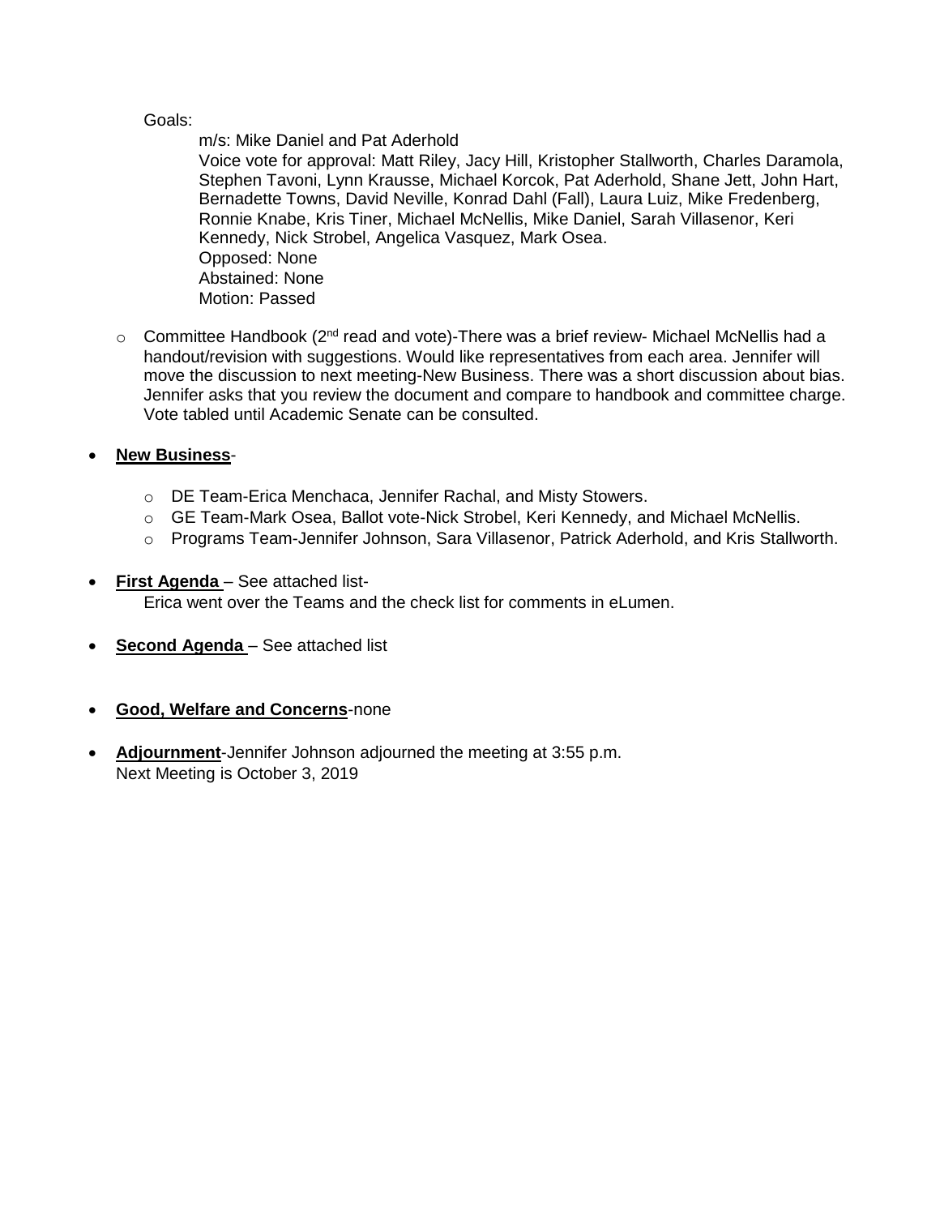Goals:

m/s: Mike Daniel and Pat Aderhold
Voice vote for approval: Matt Riley, Jacy Hill, Kristopher Stallworth, Charles Daramola, Stephen Tavoni, Lynn Krausse, Michael Korcok, Pat Aderhold, Shane Jett, John Hart, Bernadette Towns, David Neville, Konrad Dahl (Fall), Laura Luiz, Mike Fredenberg, Ronnie Knabe, Kris Tiner, Michael McNellis, Mike Daniel, Sarah Villasenor, Keri Kennedy, Nick Strobel, Angelica Vasquez, Mark Osea.
Opposed: None
Abstained: None
Motion: Passed

- Committee Handbook (2nd read and vote)-There was a brief review- Michael McNellis had a handout/revision with suggestions. Would like representatives from each area. Jennifer will move the discussion to next meeting-New Business. There was a short discussion about bias. Jennifer asks that you review the document and compare to handbook and committee charge. Vote tabled until Academic Senate can be consulted.

- **New Business**-
  - DE Team-Erica Menchaca, Jennifer Rachal, and Misty Stowers.
  - GE Team-Mark Osea, Ballot vote-Nick Strobel, Keri Kennedy, and Michael McNellis.
  - Programs Team-Jennifer Johnson, Sara Villasenor, Patrick Aderhold, and Kris Stallworth.

- **First Agenda** – See attached list-
  Erica went over the Teams and the check list for comments in eLumen.

- **Second Agenda** – See attached list

- **Good, Welfare and Concerns**-none

- **Adjournment**-Jennifer Johnson adjourned the meeting at 3:55 p.m.
  Next Meeting is October 3, 2019